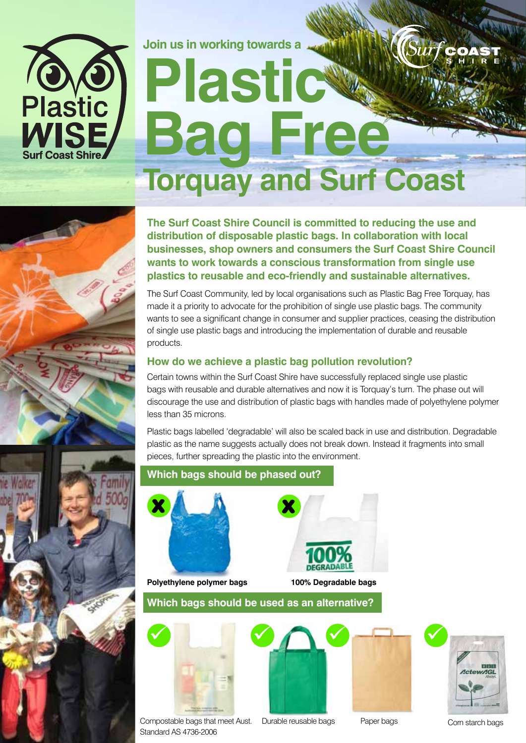Join us in working towards a

# Plastic Bag Free

## Torquay and Surf Coast

**The Surf Coast Shire Council is committed to reducing the use and distribution of disposable plastic bags. In collaboration with local businesses, shop owners and consumers the Surf Coast Shire Council wants to work towards a conscious transformation from single use plastics to reusable and eco-friendly and sustainable alternatives.**

The Surf Coast Community, led by local organisations such as Plastic Bag Free Torquay, has made it a priority to advocate for the prohibition of single use plastic bags. The community wants to see a significant change in consumer and supplier practices, ceasing the distribution of single use plastic bags and introducing the implementation of durable and reusable products.

### How do we achieve a plastic bag pollution revolution?

Certain towns within the Surf Coast Shire have successfully replaced single use plastic bags with reusable and durable alternatives and now it is Torquay's turn. The phase out will discourage the use and distribution of plastic bags with handles made of polyethylene polymer less than 35 microns.

Plastic bags labelled 'degradable' will also be scaled back in use and distribution. Degradable plastic as the name suggests actually does not break down. Instead it fragments into small pieces, further spreading the plastic into the environment.

### Which bags should be phased out?

- ✗ Polyethylene polymer bags
- ✗ 100% Degradable bags

### Which bags should be used as an alternative?

- ✓ Compostable bags that meet Aust. Standard AS 4736-2006
- ✓ Durable reusable bags
- ✓ Paper bags
- ✓ Corn starch bags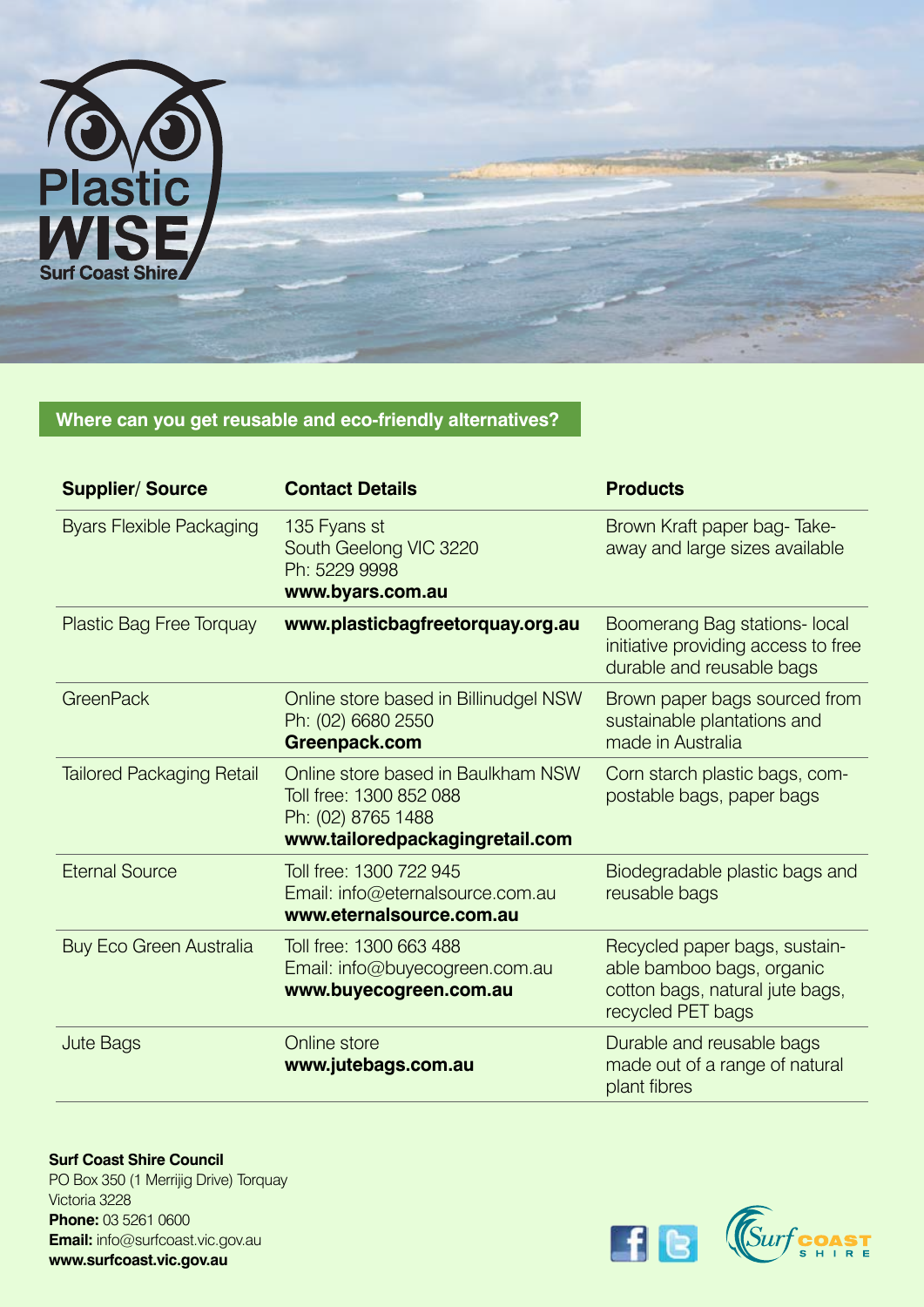Plastic WISE Surf Coast Shire

## Where can you get reusable and eco-friendly alternatives?

| Supplier/ Source | Contact Details | Products |
|---|---|---|
| Byars Flexible Packaging | 135 Fyans st<br>South Geelong VIC 3220<br>Ph: 5229 9998<br>**www.byars.com.au** | Brown Kraft paper bag- Take-away and large sizes available |
| Plastic Bag Free Torquay | **www.plasticbagfreetorquay.org.au** | Boomerang Bag stations- local initiative providing access to free durable and reusable bags |
| GreenPack | Online store based in Billinudgel NSW<br>Ph: (02) 6680 2550<br>**Greenpack.com** | Brown paper bags sourced from sustainable plantations and made in Australia |
| Tailored Packaging Retail | Online store based in Baulkham NSW<br>Toll free: 1300 852 088<br>Ph: (02) 8765 1488<br>**www.tailoredpackagingretail.com** | Corn starch plastic bags, compostable bags, paper bags |
| Eternal Source | Toll free: 1300 722 945<br>Email: info@eternalsource.com.au<br>**www.eternalsource.com.au** | Biodegradable plastic bags and reusable bags |
| Buy Eco Green Australia | Toll free: 1300 663 488<br>Email: info@buyecogreen.com.au<br>**www.buyecogreen.com.au** | Recycled paper bags, sustainable bamboo bags, organic cotton bags, natural jute bags, recycled PET bags |
| Jute Bags | Online store<br>**www.jutebags.com.au** | Durable and reusable bags made out of a range of natural plant fibres |

**Surf Coast Shire Council**
PO Box 350 (1 Merrijig Drive) Torquay
Victoria 3228
**Phone:** 03 5261 0600
**Email:** info@surfcoast.vic.gov.au
**www.surfcoast.vic.gov.au**

Surf Coast Shire